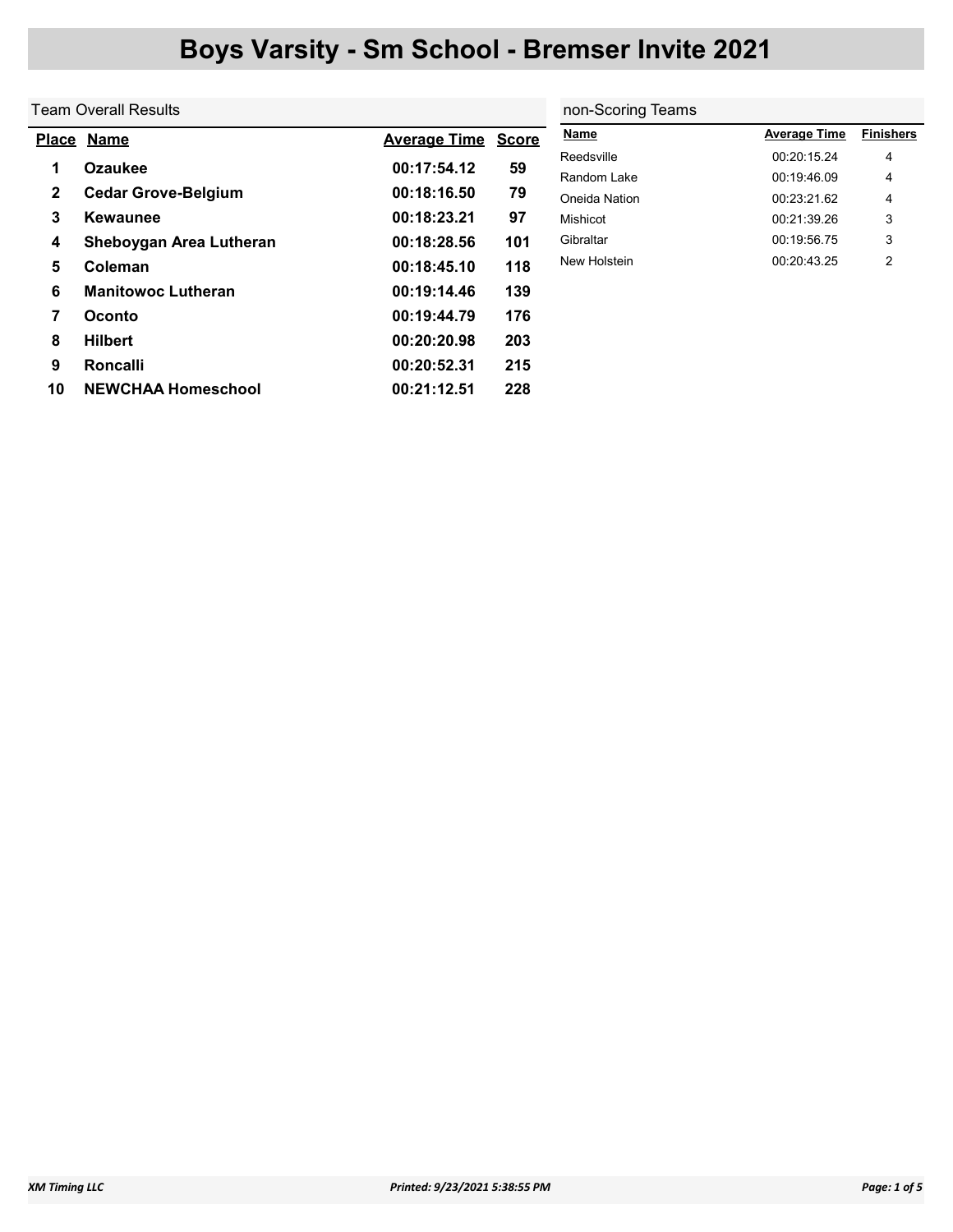# Boys Varsity - Sm School - Bremser Invite 2021

## Team Overall Results

| Place | Name | Average Time | Score |
|---|---|---|---|
| 1 | Ozaukee | 00:17:54.12 | 59 |
| 2 | Cedar Grove-Belgium | 00:18:16.50 | 79 |
| 3 | Kewaunee | 00:18:23.21 | 97 |
| 4 | Sheboygan Area Lutheran | 00:18:28.56 | 101 |
| 5 | Coleman | 00:18:45.10 | 118 |
| 6 | Manitowoc Lutheran | 00:19:14.46 | 139 |
| 7 | Oconto | 00:19:44.79 | 176 |
| 8 | Hilbert | 00:20:20.98 | 203 |
| 9 | Roncalli | 00:20:52.31 | 215 |
| 10 | NEWCHAA Homeschool | 00:21:12.51 | 228 |

## non-Scoring Teams

| Name | Average Time | Finishers |
|---|---|---|
| Reedsville | 00:20:15.24 | 4 |
| Random Lake | 00:19:46.09 | 4 |
| Oneida Nation | 00:23:21.62 | 4 |
| Mishicot | 00:21:39.26 | 3 |
| Gibraltar | 00:19:56.75 | 3 |
| New Holstein | 00:20:43.25 | 2 |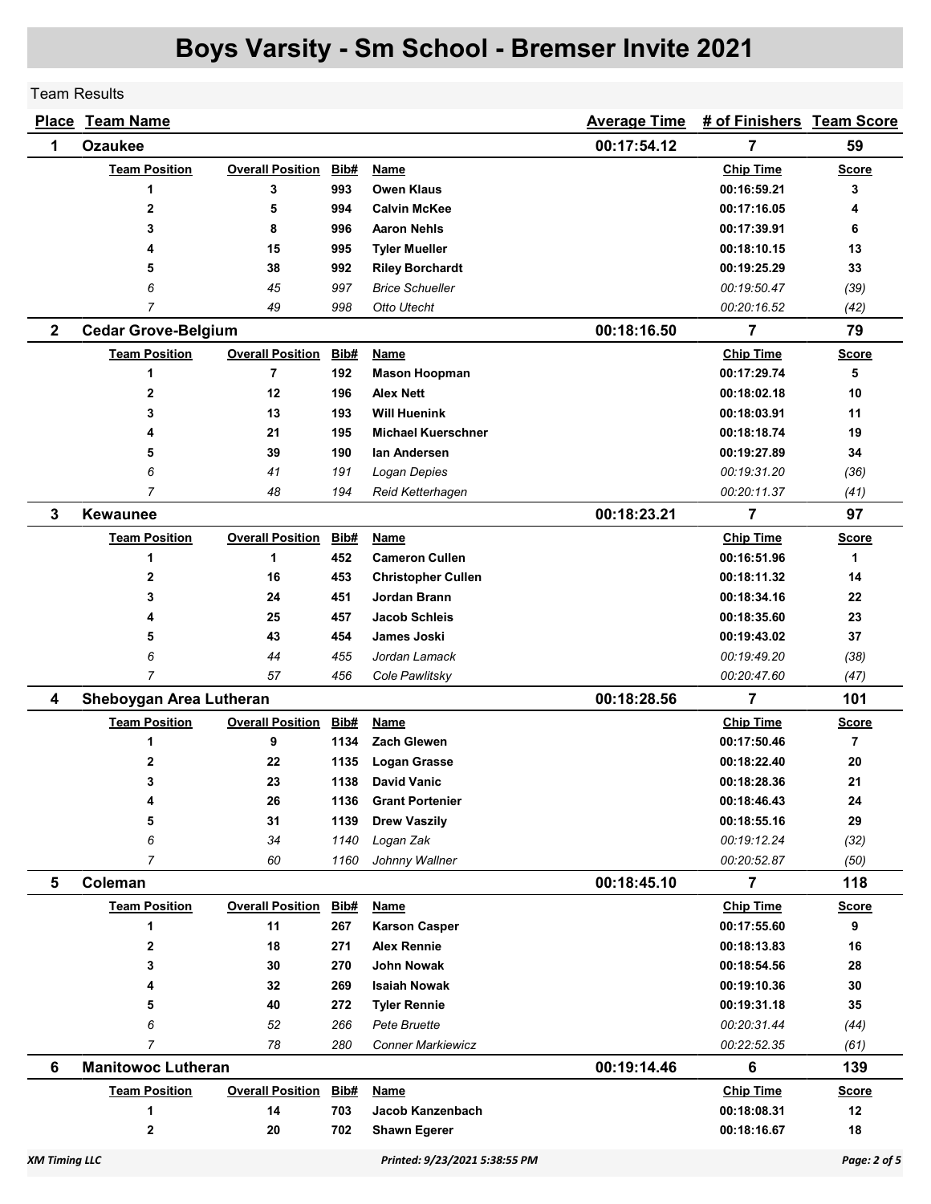# Boys Varsity - Sm School - Bremser Invite 2021

Team Results

| Place | Team Name | Average Time | # of Finishers | Team Score |
|---|---|---|---|---|
| 1 | Ozaukee | 00:17:54.12 | 7 | 59 |

| Team Position | Overall Position | Bib# | Name | Chip Time | Score |
|---|---|---|---|---|---|
| 1 | 3 | 993 | Owen Klaus | 00:16:59.21 | 3 |
| 2 | 5 | 994 | Calvin McKee | 00:17:16.05 | 4 |
| 3 | 8 | 996 | Aaron Nehls | 00:17:39.91 | 6 |
| 4 | 15 | 995 | Tyler Mueller | 00:18:10.15 | 13 |
| 5 | 38 | 992 | Riley Borchardt | 00:19:25.29 | 33 |
| *6* | *45* | *997* | *Brice Schueller* | *00:19:50.47* | *(39)* |
| *7* | *49* | *998* | *Otto Utecht* | *00:20:16.52* | *(42)* |

| Place | Team Name | Average Time | # of Finishers | Team Score |
|---|---|---|---|---|
| 2 | Cedar Grove-Belgium | 00:18:16.50 | 7 | 79 |

| Team Position | Overall Position | Bib# | Name | Chip Time | Score |
|---|---|---|---|---|---|
| 1 | 7 | 192 | Mason Hoopman | 00:17:29.74 | 5 |
| 2 | 12 | 196 | Alex Nett | 00:18:02.18 | 10 |
| 3 | 13 | 193 | Will Huenink | 00:18:03.91 | 11 |
| 4 | 21 | 195 | Michael Kuerschner | 00:18:18.74 | 19 |
| 5 | 39 | 190 | Ian Andersen | 00:19:27.89 | 34 |
| *6* | *41* | *191* | *Logan Depies* | *00:19:31.20* | *(36)* |
| *7* | *48* | *194* | *Reid Ketterhagen* | *00:20:11.37* | *(41)* |

| Place | Team Name | Average Time | # of Finishers | Team Score |
|---|---|---|---|---|
| 3 | Kewaunee | 00:18:23.21 | 7 | 97 |

| Team Position | Overall Position | Bib# | Name | Chip Time | Score |
|---|---|---|---|---|---|
| 1 | 1 | 452 | Cameron Cullen | 00:16:51.96 | 1 |
| 2 | 16 | 453 | Christopher Cullen | 00:18:11.32 | 14 |
| 3 | 24 | 451 | Jordan Brann | 00:18:34.16 | 22 |
| 4 | 25 | 457 | Jacob Schleis | 00:18:35.60 | 23 |
| 5 | 43 | 454 | James Joski | 00:19:43.02 | 37 |
| *6* | *44* | *455* | *Jordan Lamack* | *00:19:49.20* | *(38)* |
| *7* | *57* | *456* | *Cole Pawlitsky* | *00:20:47.60* | *(47)* |

| Place | Team Name | Average Time | # of Finishers | Team Score |
|---|---|---|---|---|
| 4 | Sheboygan Area Lutheran | 00:18:28.56 | 7 | 101 |

| Team Position | Overall Position | Bib# | Name | Chip Time | Score |
|---|---|---|---|---|---|
| 1 | 9 | 1134 | Zach Glewen | 00:17:50.46 | 7 |
| 2 | 22 | 1135 | Logan Grasse | 00:18:22.40 | 20 |
| 3 | 23 | 1138 | David Vanic | 00:18:28.36 | 21 |
| 4 | 26 | 1136 | Grant Portenier | 00:18:46.43 | 24 |
| 5 | 31 | 1139 | Drew Vaszily | 00:18:55.16 | 29 |
| *6* | *34* | *1140* | *Logan Zak* | *00:19:12.24* | *(32)* |
| *7* | *60* | *1160* | *Johnny Wallner* | *00:20:52.87* | *(50)* |

| Place | Team Name | Average Time | # of Finishers | Team Score |
|---|---|---|---|---|
| 5 | Coleman | 00:18:45.10 | 7 | 118 |

| Team Position | Overall Position | Bib# | Name | Chip Time | Score |
|---|---|---|---|---|---|
| 1 | 11 | 267 | Karson Casper | 00:17:55.60 | 9 |
| 2 | 18 | 271 | Alex Rennie | 00:18:13.83 | 16 |
| 3 | 30 | 270 | John Nowak | 00:18:54.56 | 28 |
| 4 | 32 | 269 | Isaiah Nowak | 00:19:10.36 | 30 |
| 5 | 40 | 272 | Tyler Rennie | 00:19:31.18 | 35 |
| *6* | *52* | *266* | *Pete Bruette* | *00:20:31.44* | *(44)* |
| *7* | *78* | *280* | *Conner Markiewicz* | *00:22:52.35* | *(61)* |

| Place | Team Name | Average Time | # of Finishers | Team Score |
|---|---|---|---|---|
| 6 | Manitowoc Lutheran | 00:19:14.46 | 6 | 139 |

| Team Position | Overall Position | Bib# | Name | Chip Time | Score |
|---|---|---|---|---|---|
| 1 | 14 | 703 | Jacob Kanzenbach | 00:18:08.31 | 12 |
| 2 | 20 | 702 | Shawn Egerer | 00:18:16.67 | 18 |

XM Timing LLC — Printed: 9/23/2021 5:38:55 PM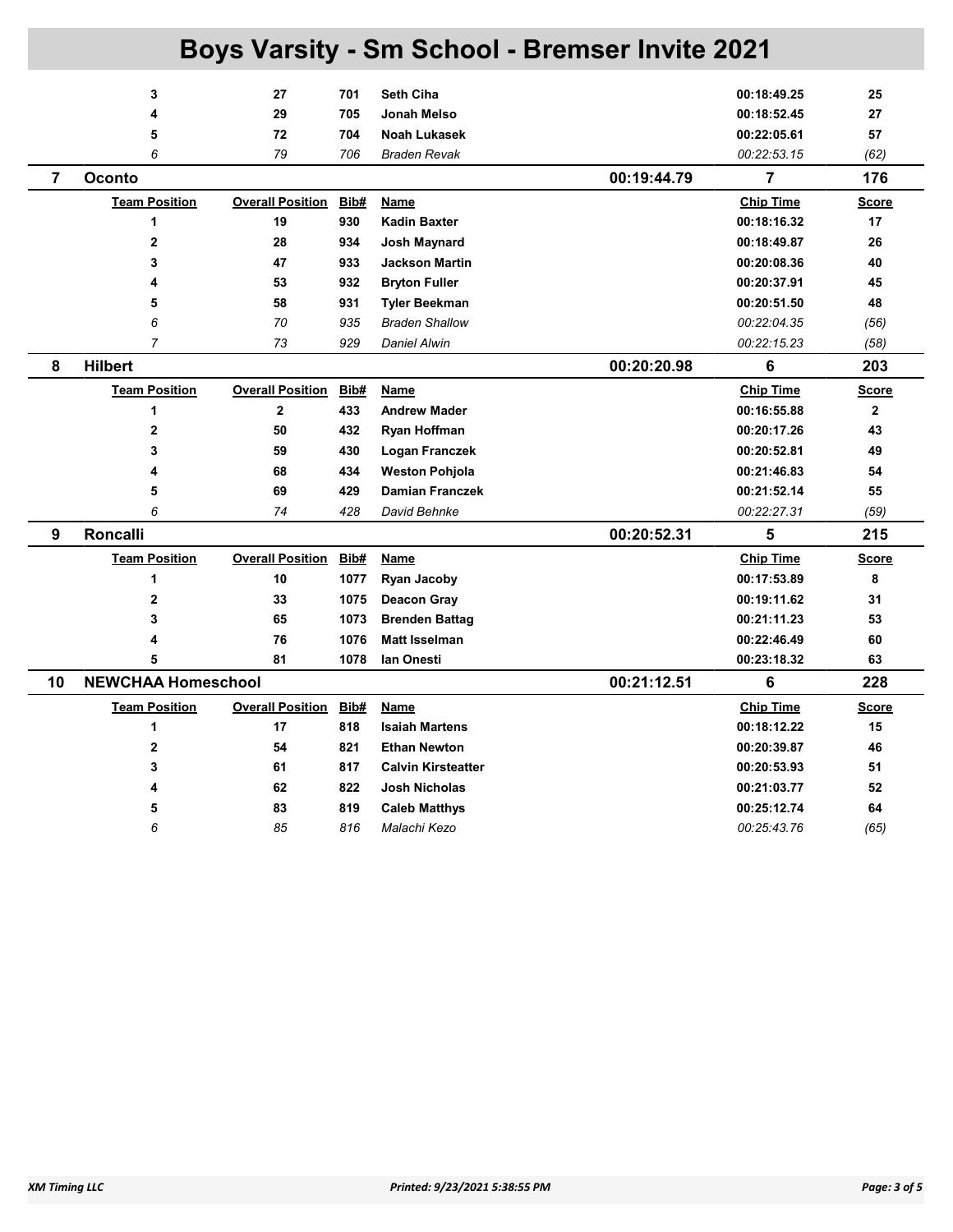# Boys Varsity - Sm School - Bremser Invite 2021

| Team Position | Overall Position | Bib# | Name | Chip Time | Score |
|---|---|---|---|---|---|
| 3 | 27 | 701 | Seth Ciha | 00:18:49.25 | 25 |
| 4 | 29 | 705 | Jonah Melso | 00:18:52.45 | 27 |
| 5 | 72 | 704 | Noah Lukasek | 00:22:05.61 | 57 |
| *6* | *79* | *706* | *Braden Revak* | *00:22:53.15* | *(62)* |

## 7 Oconto — 00:19:44.79 — 7 — 176

| Team Position | Overall Position | Bib# | Name | Chip Time | Score |
|---|---|---|---|---|---|
| 1 | 19 | 930 | Kadin Baxter | 00:18:16.32 | 17 |
| 2 | 28 | 934 | Josh Maynard | 00:18:49.87 | 26 |
| 3 | 47 | 933 | Jackson Martin | 00:20:08.36 | 40 |
| 4 | 53 | 932 | Bryton Fuller | 00:20:37.91 | 45 |
| 5 | 58 | 931 | Tyler Beekman | 00:20:51.50 | 48 |
| *6* | *70* | *935* | *Braden Shallow* | *00:22:04.35* | *(56)* |
| *7* | *73* | *929* | *Daniel Alwin* | *00:22:15.23* | *(58)* |

## 8 Hilbert — 00:20:20.98 — 6 — 203

| Team Position | Overall Position | Bib# | Name | Chip Time | Score |
|---|---|---|---|---|---|
| 1 | 2 | 433 | Andrew Mader | 00:16:55.88 | 2 |
| 2 | 50 | 432 | Ryan Hoffman | 00:20:17.26 | 43 |
| 3 | 59 | 430 | Logan Franczek | 00:20:52.81 | 49 |
| 4 | 68 | 434 | Weston Pohjola | 00:21:46.83 | 54 |
| 5 | 69 | 429 | Damian Franczek | 00:21:52.14 | 55 |
| *6* | *74* | *428* | *David Behnke* | *00:22:27.31* | *(59)* |

## 9 Roncalli — 00:20:52.31 — 5 — 215

| Team Position | Overall Position | Bib# | Name | Chip Time | Score |
|---|---|---|---|---|---|
| 1 | 10 | 1077 | Ryan Jacoby | 00:17:53.89 | 8 |
| 2 | 33 | 1075 | Deacon Gray | 00:19:11.62 | 31 |
| 3 | 65 | 1073 | Brenden Battag | 00:21:11.23 | 53 |
| 4 | 76 | 1076 | Matt Isselman | 00:22:46.49 | 60 |
| 5 | 81 | 1078 | Ian Onesti | 00:23:18.32 | 63 |

## 10 NEWCHAA Homeschool — 00:21:12.51 — 6 — 228

| Team Position | Overall Position | Bib# | Name | Chip Time | Score |
|---|---|---|---|---|---|
| 1 | 17 | 818 | Isaiah Martens | 00:18:12.22 | 15 |
| 2 | 54 | 821 | Ethan Newton | 00:20:39.87 | 46 |
| 3 | 61 | 817 | Calvin Kirsteatter | 00:20:53.93 | 51 |
| 4 | 62 | 822 | Josh Nicholas | 00:21:03.77 | 52 |
| 5 | 83 | 819 | Caleb Matthys | 00:25:12.74 | 64 |
| *6* | *85* | *816* | *Malachi Kezo* | *00:25:43.76* | *(65)* |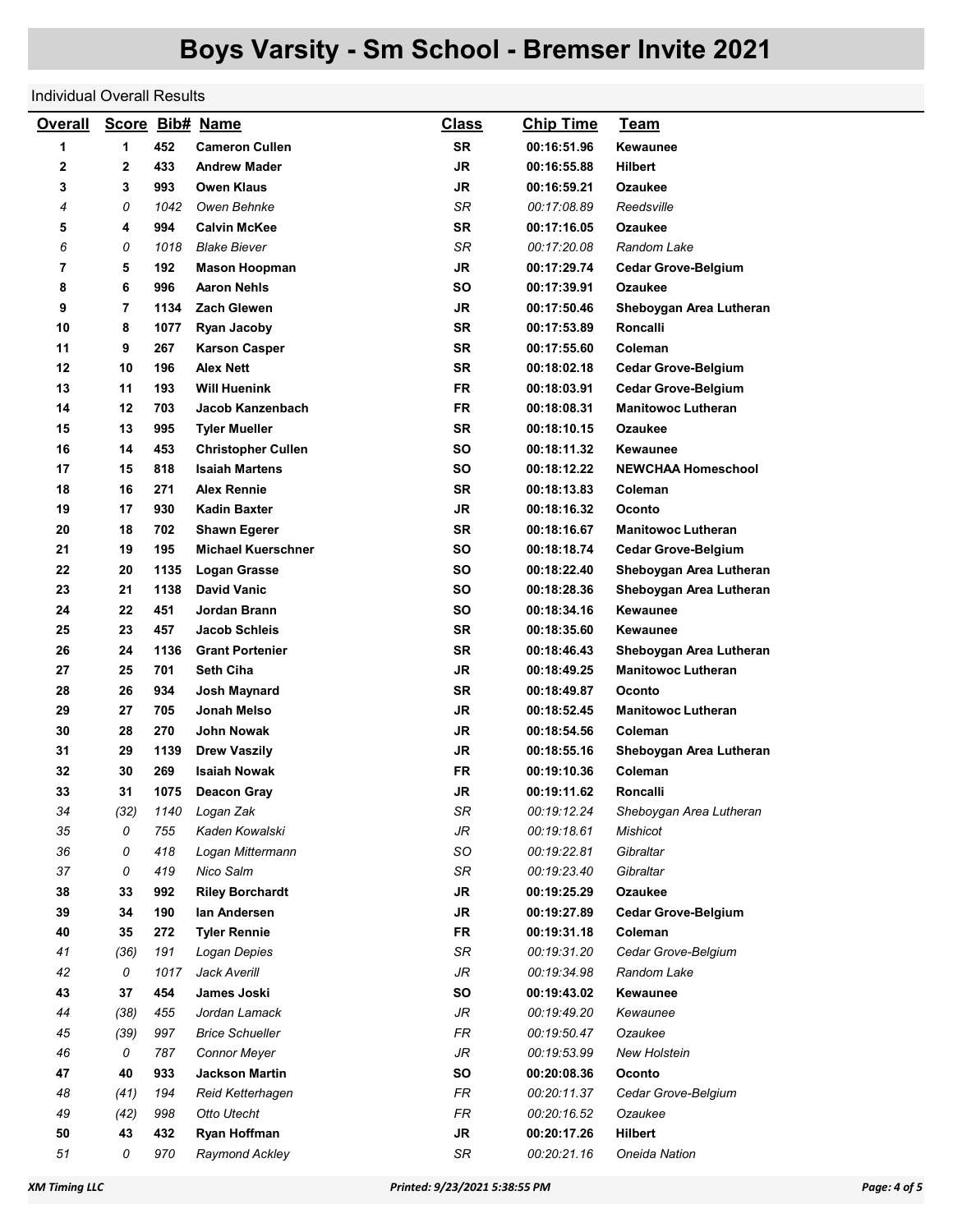# Boys Varsity - Sm School - Bremser Invite 2021

Individual Overall Results

| Overall | Score | Bib# | Name | Class | Chip Time | Team |
|---|---|---|---|---|---|---|
| 1 | 1 | 452 | Cameron Cullen | SR | 00:16:51.96 | Kewaunee |
| 2 | 2 | 433 | Andrew Mader | JR | 00:16:55.88 | Hilbert |
| 3 | 3 | 993 | Owen Klaus | JR | 00:16:59.21 | Ozaukee |
| 4 | 0 | 1042 | Owen Behnke | SR | 00:17:08.89 | Reedsville |
| 5 | 4 | 994 | Calvin McKee | SR | 00:17:16.05 | Ozaukee |
| 6 | 0 | 1018 | Blake Biever | SR | 00:17:20.08 | Random Lake |
| 7 | 5 | 192 | Mason Hoopman | JR | 00:17:29.74 | Cedar Grove-Belgium |
| 8 | 6 | 996 | Aaron Nehls | SO | 00:17:39.91 | Ozaukee |
| 9 | 7 | 1134 | Zach Glewen | JR | 00:17:50.46 | Sheboygan Area Lutheran |
| 10 | 8 | 1077 | Ryan Jacoby | SR | 00:17:53.89 | Roncalli |
| 11 | 9 | 267 | Karson Casper | SR | 00:17:55.60 | Coleman |
| 12 | 10 | 196 | Alex Nett | SR | 00:18:02.18 | Cedar Grove-Belgium |
| 13 | 11 | 193 | Will Huenink | FR | 00:18:03.91 | Cedar Grove-Belgium |
| 14 | 12 | 703 | Jacob Kanzenbach | FR | 00:18:08.31 | Manitowoc Lutheran |
| 15 | 13 | 995 | Tyler Mueller | SR | 00:18:10.15 | Ozaukee |
| 16 | 14 | 453 | Christopher Cullen | SO | 00:18:11.32 | Kewaunee |
| 17 | 15 | 818 | Isaiah Martens | SO | 00:18:12.22 | NEWCHAA Homeschool |
| 18 | 16 | 271 | Alex Rennie | SR | 00:18:13.83 | Coleman |
| 19 | 17 | 930 | Kadin Baxter | JR | 00:18:16.32 | Oconto |
| 20 | 18 | 702 | Shawn Egerer | SR | 00:18:16.67 | Manitowoc Lutheran |
| 21 | 19 | 195 | Michael Kuerschner | SO | 00:18:18.74 | Cedar Grove-Belgium |
| 22 | 20 | 1135 | Logan Grasse | SO | 00:18:22.40 | Sheboygan Area Lutheran |
| 23 | 21 | 1138 | David Vanic | SO | 00:18:28.36 | Sheboygan Area Lutheran |
| 24 | 22 | 451 | Jordan Brann | SO | 00:18:34.16 | Kewaunee |
| 25 | 23 | 457 | Jacob Schleis | SR | 00:18:35.60 | Kewaunee |
| 26 | 24 | 1136 | Grant Portenier | SR | 00:18:46.43 | Sheboygan Area Lutheran |
| 27 | 25 | 701 | Seth Ciha | JR | 00:18:49.25 | Manitowoc Lutheran |
| 28 | 26 | 934 | Josh Maynard | SR | 00:18:49.87 | Oconto |
| 29 | 27 | 705 | Jonah Melso | JR | 00:18:52.45 | Manitowoc Lutheran |
| 30 | 28 | 270 | John Nowak | JR | 00:18:54.56 | Coleman |
| 31 | 29 | 1139 | Drew Vaszily | JR | 00:18:55.16 | Sheboygan Area Lutheran |
| 32 | 30 | 269 | Isaiah Nowak | FR | 00:19:10.36 | Coleman |
| 33 | 31 | 1075 | Deacon Gray | JR | 00:19:11.62 | Roncalli |
| 34 | (32) | 1140 | Logan Zak | SR | 00:19:12.24 | Sheboygan Area Lutheran |
| 35 | 0 | 755 | Kaden Kowalski | JR | 00:19:18.61 | Mishicot |
| 36 | 0 | 418 | Logan Mittermann | SO | 00:19:22.81 | Gibraltar |
| 37 | 0 | 419 | Nico Salm | SR | 00:19:23.40 | Gibraltar |
| 38 | 33 | 992 | Riley Borchardt | JR | 00:19:25.29 | Ozaukee |
| 39 | 34 | 190 | Ian Andersen | JR | 00:19:27.89 | Cedar Grove-Belgium |
| 40 | 35 | 272 | Tyler Rennie | FR | 00:19:31.18 | Coleman |
| 41 | (36) | 191 | Logan Depies | SR | 00:19:31.20 | Cedar Grove-Belgium |
| 42 | 0 | 1017 | Jack Averill | JR | 00:19:34.98 | Random Lake |
| 43 | 37 | 454 | James Joski | SO | 00:19:43.02 | Kewaunee |
| 44 | (38) | 455 | Jordan Lamack | JR | 00:19:49.20 | Kewaunee |
| 45 | (39) | 997 | Brice Schueller | FR | 00:19:50.47 | Ozaukee |
| 46 | 0 | 787 | Connor Meyer | JR | 00:19:53.99 | New Holstein |
| 47 | 40 | 933 | Jackson Martin | SO | 00:20:08.36 | Oconto |
| 48 | (41) | 194 | Reid Ketterhagen | FR | 00:20:11.37 | Cedar Grove-Belgium |
| 49 | (42) | 998 | Otto Utecht | FR | 00:20:16.52 | Ozaukee |
| 50 | 43 | 432 | Ryan Hoffman | JR | 00:20:17.26 | Hilbert |
| 51 | 0 | 970 | Raymond Ackley | SR | 00:20:21.16 | Oneida Nation |

XM Timing LLC — Printed: 9/23/2021 5:38:55 PM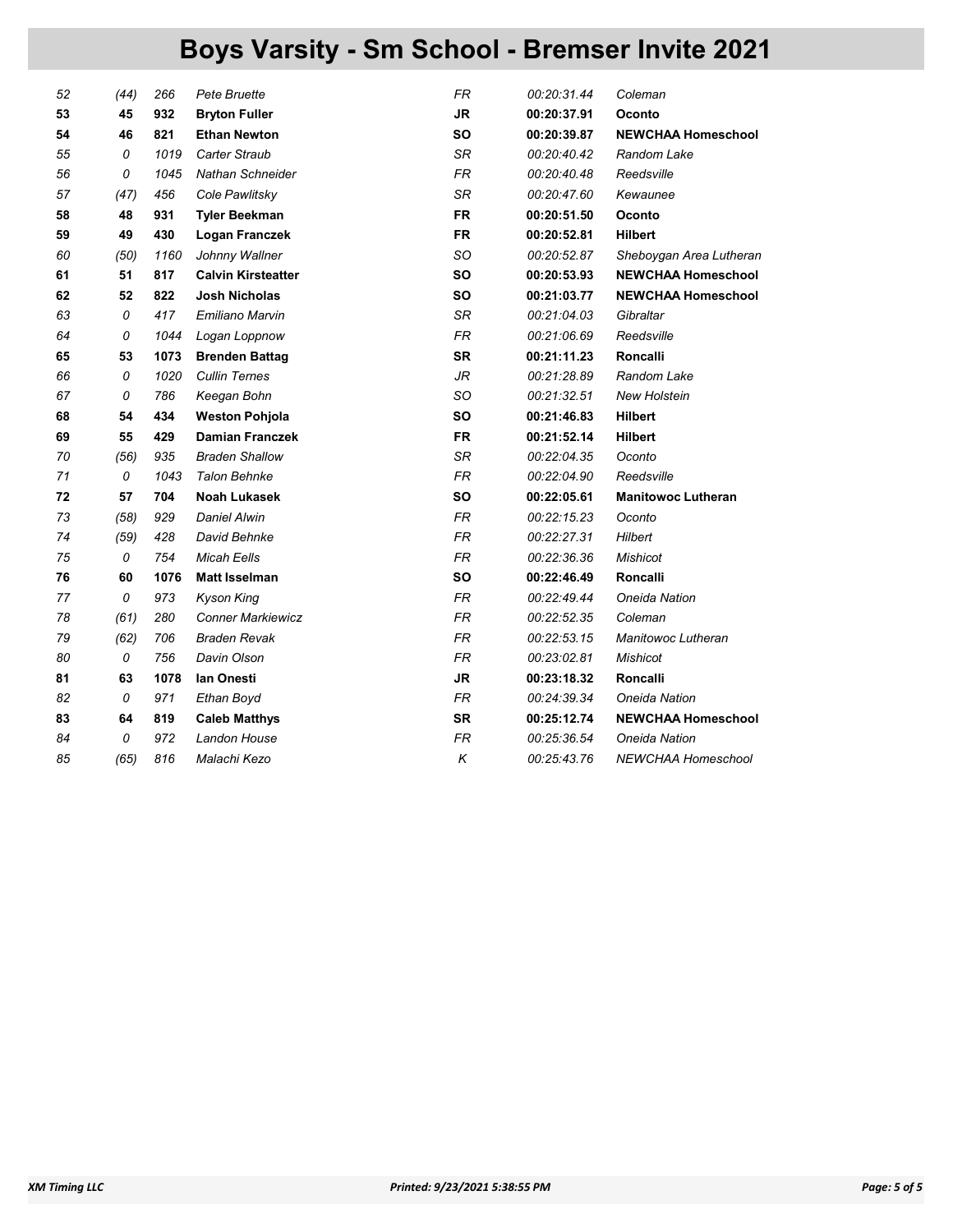# Boys Varsity - Sm School - Bremser Invite 2021

| | | | | | | |
|---|---|---|---|---|---|---|
| *52* | *(44)* | *266* | *Pete Bruette* | *FR* | *00:20:31.44* | *Coleman* |
| **53** | **45** | **932** | **Bryton Fuller** | **JR** | **00:20:37.91** | **Oconto** |
| **54** | **46** | **821** | **Ethan Newton** | **SO** | **00:20:39.87** | **NEWCHAA Homeschool** |
| *55* | *0* | *1019* | *Carter Straub* | *SR* | *00:20:40.42* | *Random Lake* |
| *56* | *0* | *1045* | *Nathan Schneider* | *FR* | *00:20:40.48* | *Reedsville* |
| *57* | *(47)* | *456* | *Cole Pawlitsky* | *SR* | *00:20:47.60* | *Kewaunee* |
| **58** | **48** | **931** | **Tyler Beekman** | **FR** | **00:20:51.50** | **Oconto** |
| **59** | **49** | **430** | **Logan Franczek** | **FR** | **00:20:52.81** | **Hilbert** |
| *60* | *(50)* | *1160* | *Johnny Wallner* | *SO* | *00:20:52.87* | *Sheboygan Area Lutheran* |
| **61** | **51** | **817** | **Calvin Kirsteatter** | **SO** | **00:20:53.93** | **NEWCHAA Homeschool** |
| **62** | **52** | **822** | **Josh Nicholas** | **SO** | **00:21:03.77** | **NEWCHAA Homeschool** |
| *63* | *0* | *417* | *Emiliano Marvin* | *SR* | *00:21:04.03* | *Gibraltar* |
| *64* | *0* | *1044* | *Logan Loppnow* | *FR* | *00:21:06.69* | *Reedsville* |
| **65** | **53** | **1073** | **Brenden Battag** | **SR** | **00:21:11.23** | **Roncalli** |
| *66* | *0* | *1020* | *Cullin Ternes* | *JR* | *00:21:28.89* | *Random Lake* |
| *67* | *0* | *786* | *Keegan Bohn* | *SO* | *00:21:32.51* | *New Holstein* |
| **68** | **54** | **434** | **Weston Pohjola** | **SO** | **00:21:46.83** | **Hilbert** |
| **69** | **55** | **429** | **Damian Franczek** | **FR** | **00:21:52.14** | **Hilbert** |
| *70* | *(56)* | *935* | *Braden Shallow* | *SR* | *00:22:04.35* | *Oconto* |
| *71* | *0* | *1043* | *Talon Behnke* | *FR* | *00:22:04.90* | *Reedsville* |
| **72** | **57** | **704** | **Noah Lukasek** | **SO** | **00:22:05.61** | **Manitowoc Lutheran** |
| *73* | *(58)* | *929* | *Daniel Alwin* | *FR* | *00:22:15.23* | *Oconto* |
| *74* | *(59)* | *428* | *David Behnke* | *FR* | *00:22:27.31* | *Hilbert* |
| *75* | *0* | *754* | *Micah Eells* | *FR* | *00:22:36.36* | *Mishicot* |
| **76** | **60** | **1076** | **Matt Isselman** | **SO** | **00:22:46.49** | **Roncalli** |
| *77* | *0* | *973* | *Kyson King* | *FR* | *00:22:49.44* | *Oneida Nation* |
| *78* | *(61)* | *280* | *Conner Markiewicz* | *FR* | *00:22:52.35* | *Coleman* |
| *79* | *(62)* | *706* | *Braden Revak* | *FR* | *00:22:53.15* | *Manitowoc Lutheran* |
| *80* | *0* | *756* | *Davin Olson* | *FR* | *00:23:02.81* | *Mishicot* |
| **81** | **63** | **1078** | **Ian Onesti** | **JR** | **00:23:18.32** | **Roncalli** |
| *82* | *0* | *971* | *Ethan Boyd* | *FR* | *00:24:39.34* | *Oneida Nation* |
| **83** | **64** | **819** | **Caleb Matthys** | **SR** | **00:25:12.74** | **NEWCHAA Homeschool** |
| *84* | *0* | *972* | *Landon House* | *FR* | *00:25:36.54* | *Oneida Nation* |
| *85* | *(65)* | *816* | *Malachi Kezo* | *K* | *00:25:43.76* | *NEWCHAA Homeschool* |

XM Timing LLC — Printed: 9/23/2021 5:38:55 PM